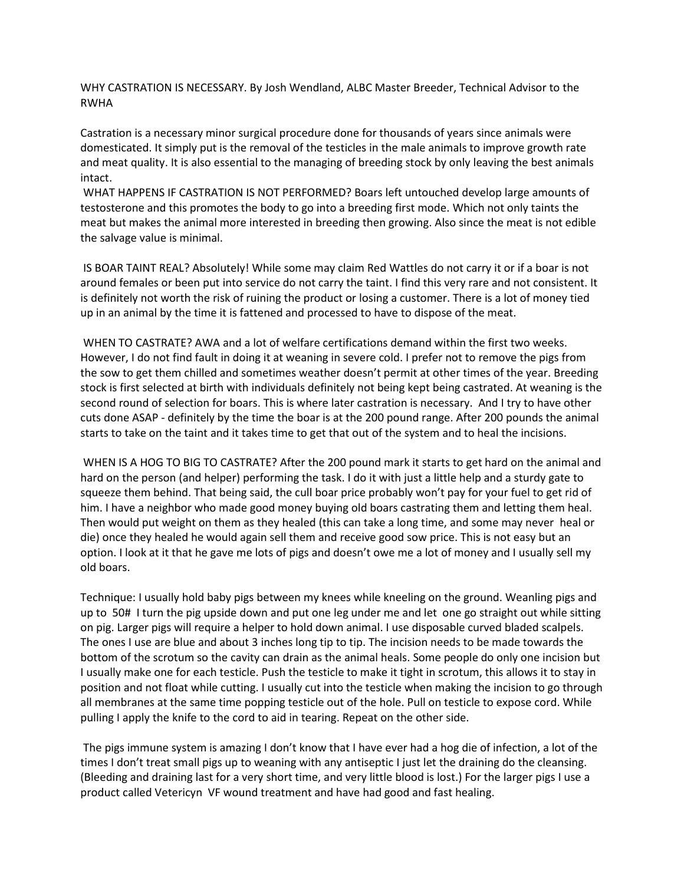WHY CASTRATION IS NECESSARY. By Josh Wendland, ALBC Master Breeder, Technical Advisor to the RWHA

Castration is a necessary minor surgical procedure done for thousands of years since animals were domesticated. It simply put is the removal of the testicles in the male animals to improve growth rate and meat quality. It is also essential to the managing of breeding stock by only leaving the best animals intact.

WHAT HAPPENS IF CASTRATION IS NOT PERFORMED? Boars left untouched develop large amounts of testosterone and this promotes the body to go into a breeding first mode. Which not only taints the meat but makes the animal more interested in breeding then growing. Also since the meat is not edible the salvage value is minimal.

IS BOAR TAINT REAL? Absolutely! While some may claim Red Wattles do not carry it or if a boar is not around females or been put into service do not carry the taint. I find this very rare and not consistent. It is definitely not worth the risk of ruining the product or losing a customer. There is a lot of money tied up in an animal by the time it is fattened and processed to have to dispose of the meat.

WHEN TO CASTRATE? AWA and a lot of welfare certifications demand within the first two weeks. However, I do not find fault in doing it at weaning in severe cold. I prefer not to remove the pigs from the sow to get them chilled and sometimes weather doesn't permit at other times of the year. Breeding stock is first selected at birth with individuals definitely not being kept being castrated. At weaning is the second round of selection for boars. This is where later castration is necessary. And I try to have other cuts done ASAP - definitely by the time the boar is at the 200 pound range. After 200 pounds the animal starts to take on the taint and it takes time to get that out of the system and to heal the incisions.

WHEN IS A HOG TO BIG TO CASTRATE? After the 200 pound mark it starts to get hard on the animal and hard on the person (and helper) performing the task. I do it with just a little help and a sturdy gate to squeeze them behind. That being said, the cull boar price probably won't pay for your fuel to get rid of him. I have a neighbor who made good money buying old boars castrating them and letting them heal. Then would put weight on them as they healed (this can take a long time, and some may never heal or die) once they healed he would again sell them and receive good sow price. This is not easy but an option. I look at it that he gave me lots of pigs and doesn't owe me a lot of money and I usually sell my old boars.

Technique: I usually hold baby pigs between my knees while kneeling on the ground. Weanling pigs and up to 50# I turn the pig upside down and put one leg under me and let one go straight out while sitting on pig. Larger pigs will require a helper to hold down animal. I use disposable curved bladed scalpels. The ones I use are blue and about 3 inches long tip to tip. The incision needs to be made towards the bottom of the scrotum so the cavity can drain as the animal heals. Some people do only one incision but I usually make one for each testicle. Push the testicle to make it tight in scrotum, this allows it to stay in position and not float while cutting. I usually cut into the testicle when making the incision to go through all membranes at the same time popping testicle out of the hole. Pull on testicle to expose cord. While pulling I apply the knife to the cord to aid in tearing. Repeat on the other side.

The pigs immune system is amazing I don't know that I have ever had a hog die of infection, a lot of the times I don't treat small pigs up to weaning with any antiseptic I just let the draining do the cleansing. (Bleeding and draining last for a very short time, and very little blood is lost.) For the larger pigs I use a product called Vetericyn VF wound treatment and have had good and fast healing.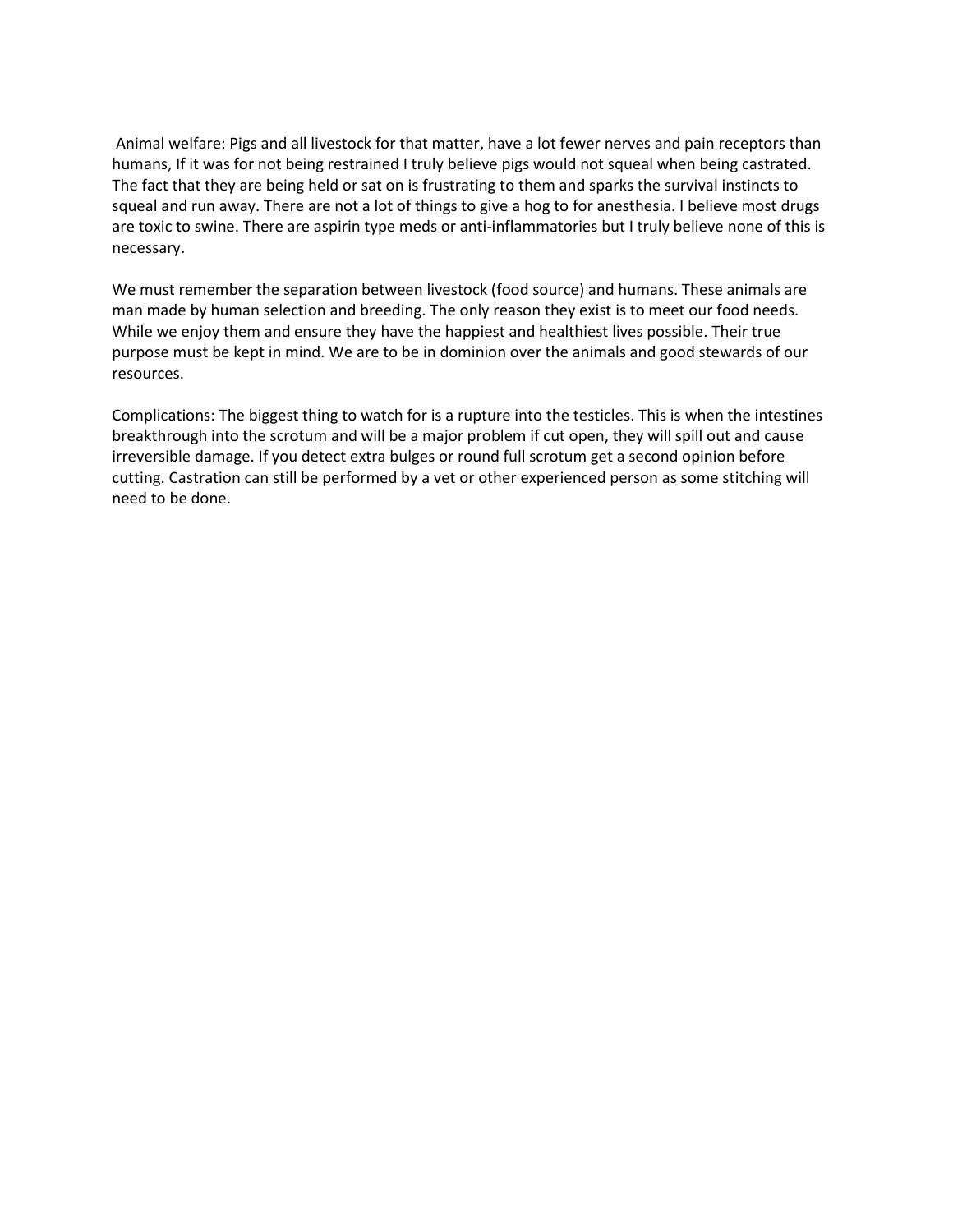Animal welfare: Pigs and all livestock for that matter, have a lot fewer nerves and pain receptors than humans, If it was for not being restrained I truly believe pigs would not squeal when being castrated. The fact that they are being held or sat on is frustrating to them and sparks the survival instincts to squeal and run away. There are not a lot of things to give a hog to for anesthesia. I believe most drugs are toxic to swine. There are aspirin type meds or anti-inflammatories but I truly believe none of this is necessary.

We must remember the separation between livestock (food source) and humans. These animals are man made by human selection and breeding. The only reason they exist is to meet our food needs. While we enjoy them and ensure they have the happiest and healthiest lives possible. Their true purpose must be kept in mind. We are to be in dominion over the animals and good stewards of our resources.

Complications: The biggest thing to watch for is a rupture into the testicles. This is when the intestines breakthrough into the scrotum and will be a major problem if cut open, they will spill out and cause irreversible damage. If you detect extra bulges or round full scrotum get a second opinion before cutting. Castration can still be performed by a vet or other experienced person as some stitching will need to be done.